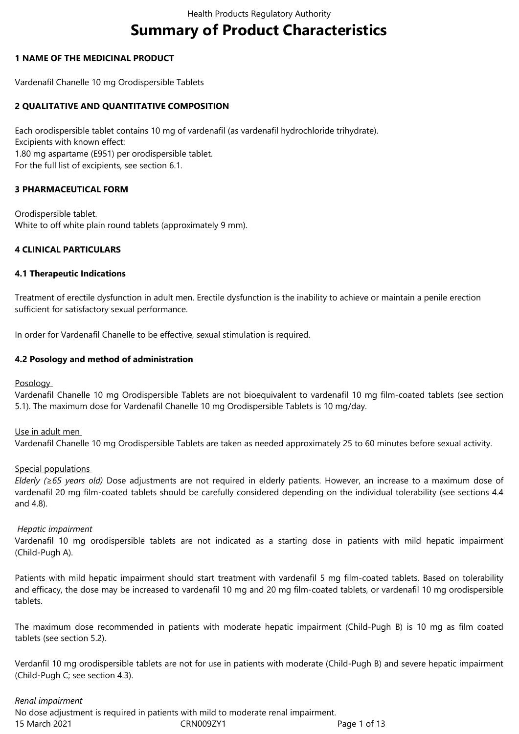# Summary of Product Characteristics

## 1 NAME OF THE MEDICINAL PRODUCT

Vardenafil Chanelle 10 mg Orodispersible Tablets

## 2 QUALITATIVE AND QUANTITATIVE COMPOSITION

Each orodispersible tablet contains 10 mg of vardenafil (as vardenafil hydrochloride trihydrate).
Excipients with known effect:
1.80 mg aspartame (E951) per orodispersible tablet.
For the full list of excipients, see section 6.1.

## 3 PHARMACEUTICAL FORM

Orodispersible tablet.
White to off white plain round tablets (approximately 9 mm).

## 4 CLINICAL PARTICULARS

### 4.1 Therapeutic Indications

Treatment of erectile dysfunction in adult men. Erectile dysfunction is the inability to achieve or maintain a penile erection sufficient for satisfactory sexual performance.

In order for Vardenafil Chanelle to be effective, sexual stimulation is required.

### 4.2 Posology and method of administration

Posology
Vardenafil Chanelle 10 mg Orodispersible Tablets are not bioequivalent to vardenafil 10 mg film-coated tablets (see section 5.1). The maximum dose for Vardenafil Chanelle 10 mg Orodispersible Tablets is 10 mg/day.

Use in adult men
Vardenafil Chanelle 10 mg Orodispersible Tablets are taken as needed approximately 25 to 60 minutes before sexual activity.

Special populations
*Elderly (≥65 years old)* Dose adjustments are not required in elderly patients. However, an increase to a maximum dose of vardenafil 20 mg film-coated tablets should be carefully considered depending on the individual tolerability (see sections 4.4 and 4.8).

*Hepatic impairment*
Vardenafil 10 mg orodispersible tablets are not indicated as a starting dose in patients with mild hepatic impairment (Child-Pugh A).

Patients with mild hepatic impairment should start treatment with vardenafil 5 mg film-coated tablets. Based on tolerability and efficacy, the dose may be increased to vardenafil 10 mg and 20 mg film-coated tablets, or vardenafil 10 mg orodispersible tablets.

The maximum dose recommended in patients with moderate hepatic impairment (Child-Pugh B) is 10 mg as film coated tablets (see section 5.2).

Verdanfil 10 mg orodispersible tablets are not for use in patients with moderate (Child-Pugh B) and severe hepatic impairment (Child-Pugh C; see section 4.3).

*Renal impairment*
No dose adjustment is required in patients with mild to moderate renal impairment.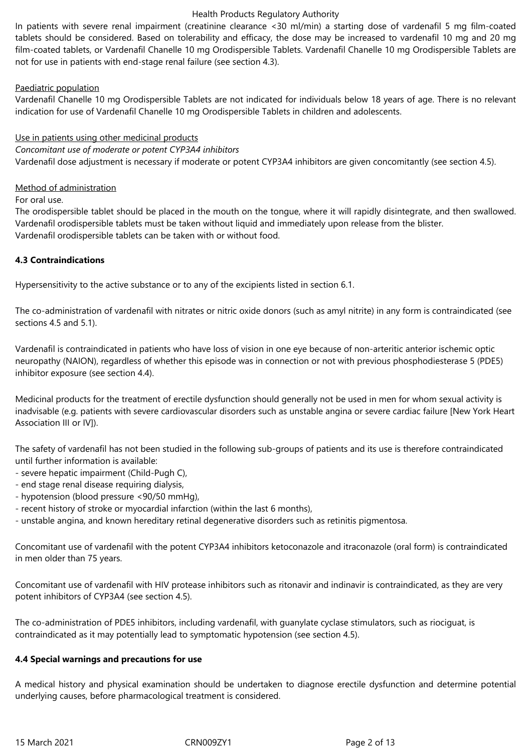In patients with severe renal impairment (creatinine clearance <30 ml/min) a starting dose of vardenafil 5 mg film-coated tablets should be considered. Based on tolerability and efficacy, the dose may be increased to vardenafil 10 mg and 20 mg film-coated tablets, or Vardenafil Chanelle 10 mg Orodispersible Tablets. Vardenafil Chanelle 10 mg Orodispersible Tablets are not for use in patients with end-stage renal failure (see section 4.3).

Paediatric population

Vardenafil Chanelle 10 mg Orodispersible Tablets are not indicated for individuals below 18 years of age. There is no relevant indication for use of Vardenafil Chanelle 10 mg Orodispersible Tablets in children and adolescents.

Use in patients using other medicinal products

*Concomitant use of moderate or potent CYP3A4 inhibitors*

Vardenafil dose adjustment is necessary if moderate or potent CYP3A4 inhibitors are given concomitantly (see section 4.5).

Method of administration

For oral use.

The orodispersible tablet should be placed in the mouth on the tongue, where it will rapidly disintegrate, and then swallowed. Vardenafil orodispersible tablets must be taken without liquid and immediately upon release from the blister.

Vardenafil orodispersible tablets can be taken with or without food.

**4.3 Contraindications**

Hypersensitivity to the active substance or to any of the excipients listed in section 6.1.

The co-administration of vardenafil with nitrates or nitric oxide donors (such as amyl nitrite) in any form is contraindicated (see sections 4.5 and 5.1).

Vardenafil is contraindicated in patients who have loss of vision in one eye because of non-arteritic anterior ischemic optic neuropathy (NAION), regardless of whether this episode was in connection or not with previous phosphodiesterase 5 (PDE5) inhibitor exposure (see section 4.4).

Medicinal products for the treatment of erectile dysfunction should generally not be used in men for whom sexual activity is inadvisable (e.g. patients with severe cardiovascular disorders such as unstable angina or severe cardiac failure [New York Heart Association III or IV]).

The safety of vardenafil has not been studied in the following sub-groups of patients and its use is therefore contraindicated until further information is available:

- severe hepatic impairment (Child-Pugh C),
- end stage renal disease requiring dialysis,
- hypotension (blood pressure <90/50 mmHg),
- recent history of stroke or myocardial infarction (within the last 6 months),
- unstable angina, and known hereditary retinal degenerative disorders such as retinitis pigmentosa.

Concomitant use of vardenafil with the potent CYP3A4 inhibitors ketoconazole and itraconazole (oral form) is contraindicated in men older than 75 years.

Concomitant use of vardenafil with HIV protease inhibitors such as ritonavir and indinavir is contraindicated, as they are very potent inhibitors of CYP3A4 (see section 4.5).

The co-administration of PDE5 inhibitors, including vardenafil, with guanylate cyclase stimulators, such as riociguat, is contraindicated as it may potentially lead to symptomatic hypotension (see section 4.5).

**4.4 Special warnings and precautions for use**

A medical history and physical examination should be undertaken to diagnose erectile dysfunction and determine potential underlying causes, before pharmacological treatment is considered.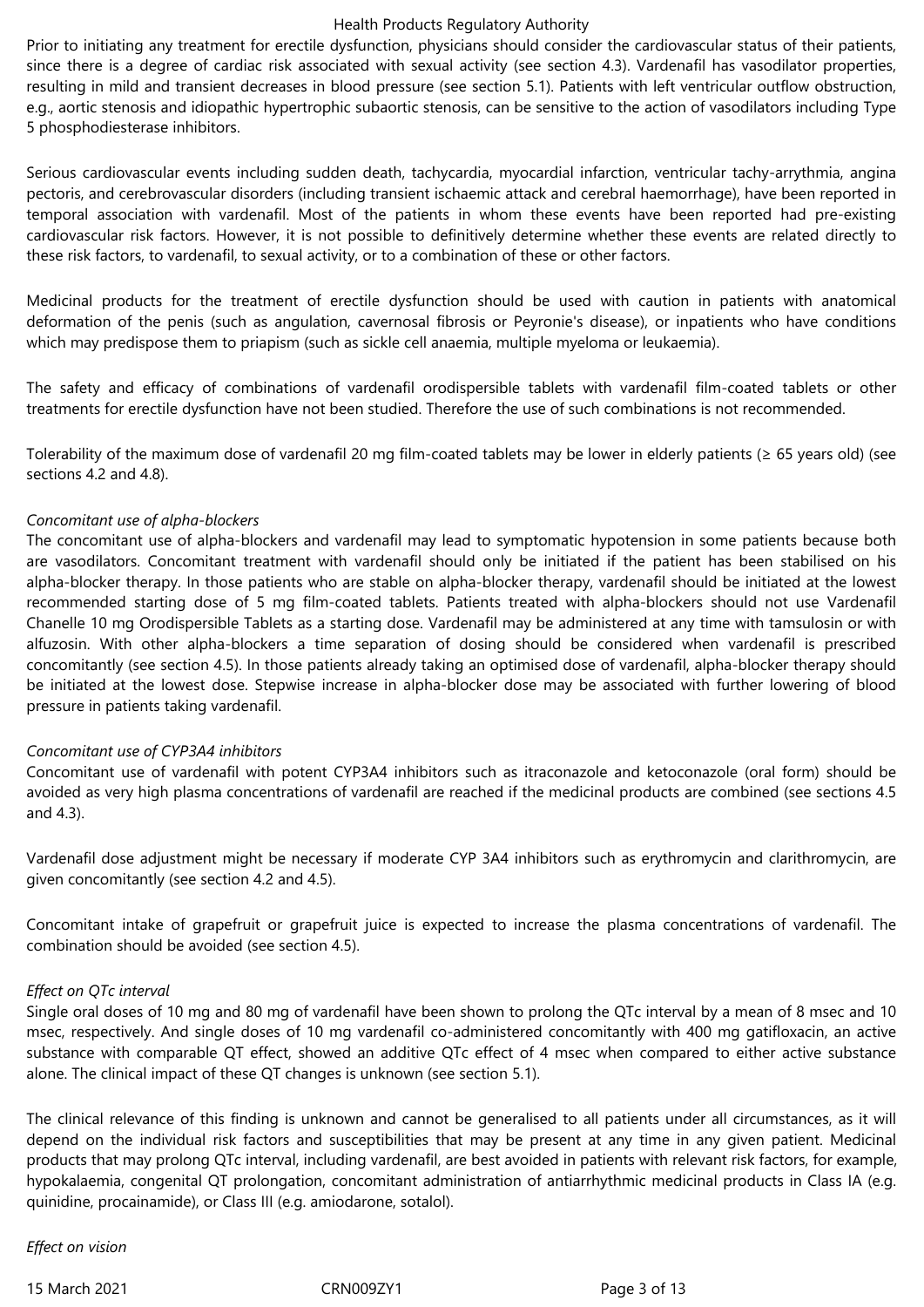Prior to initiating any treatment for erectile dysfunction, physicians should consider the cardiovascular status of their patients, since there is a degree of cardiac risk associated with sexual activity (see section 4.3). Vardenafil has vasodilator properties, resulting in mild and transient decreases in blood pressure (see section 5.1). Patients with left ventricular outflow obstruction, e.g., aortic stenosis and idiopathic hypertrophic subaortic stenosis, can be sensitive to the action of vasodilators including Type 5 phosphodiesterase inhibitors.

Serious cardiovascular events including sudden death, tachycardia, myocardial infarction, ventricular tachy-arrythmia, angina pectoris, and cerebrovascular disorders (including transient ischaemic attack and cerebral haemorrhage), have been reported in temporal association with vardenafil. Most of the patients in whom these events have been reported had pre-existing cardiovascular risk factors. However, it is not possible to definitively determine whether these events are related directly to these risk factors, to vardenafil, to sexual activity, or to a combination of these or other factors.

Medicinal products for the treatment of erectile dysfunction should be used with caution in patients with anatomical deformation of the penis (such as angulation, cavernosal fibrosis or Peyronie's disease), or inpatients who have conditions which may predispose them to priapism (such as sickle cell anaemia, multiple myeloma or leukaemia).

The safety and efficacy of combinations of vardenafil orodispersible tablets with vardenafil film-coated tablets or other treatments for erectile dysfunction have not been studied. Therefore the use of such combinations is not recommended.

Tolerability of the maximum dose of vardenafil 20 mg film-coated tablets may be lower in elderly patients (≥ 65 years old) (see sections 4.2 and 4.8).

*Concomitant use of alpha-blockers*
The concomitant use of alpha-blockers and vardenafil may lead to symptomatic hypotension in some patients because both are vasodilators. Concomitant treatment with vardenafil should only be initiated if the patient has been stabilised on his alpha-blocker therapy. In those patients who are stable on alpha-blocker therapy, vardenafil should be initiated at the lowest recommended starting dose of 5 mg film-coated tablets. Patients treated with alpha-blockers should not use Vardenafil Chanelle 10 mg Orodispersible Tablets as a starting dose. Vardenafil may be administered at any time with tamsulosin or with alfuzosin. With other alpha-blockers a time separation of dosing should be considered when vardenafil is prescribed concomitantly (see section 4.5). In those patients already taking an optimised dose of vardenafil, alpha-blocker therapy should be initiated at the lowest dose. Stepwise increase in alpha-blocker dose may be associated with further lowering of blood pressure in patients taking vardenafil.

*Concomitant use of CYP3A4 inhibitors*
Concomitant use of vardenafil with potent CYP3A4 inhibitors such as itraconazole and ketoconazole (oral form) should be avoided as very high plasma concentrations of vardenafil are reached if the medicinal products are combined (see sections 4.5 and 4.3).

Vardenafil dose adjustment might be necessary if moderate CYP 3A4 inhibitors such as erythromycin and clarithromycin, are given concomitantly (see section 4.2 and 4.5).

Concomitant intake of grapefruit or grapefruit juice is expected to increase the plasma concentrations of vardenafil. The combination should be avoided (see section 4.5).

*Effect on QTc interval*
Single oral doses of 10 mg and 80 mg of vardenafil have been shown to prolong the QTc interval by a mean of 8 msec and 10 msec, respectively. And single doses of 10 mg vardenafil co-administered concomitantly with 400 mg gatifloxacin, an active substance with comparable QT effect, showed an additive QTc effect of 4 msec when compared to either active substance alone. The clinical impact of these QT changes is unknown (see section 5.1).

The clinical relevance of this finding is unknown and cannot be generalised to all patients under all circumstances, as it will depend on the individual risk factors and susceptibilities that may be present at any time in any given patient. Medicinal products that may prolong QTc interval, including vardenafil, are best avoided in patients with relevant risk factors, for example, hypokalaemia, congenital QT prolongation, concomitant administration of antiarrhythmic medicinal products in Class IA (e.g. quinidine, procainamide), or Class III (e.g. amiodarone, sotalol).

*Effect on vision*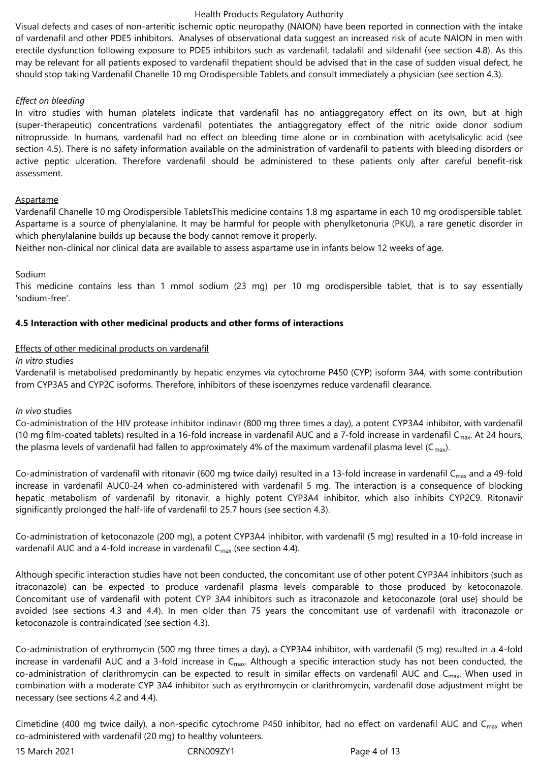Visual defects and cases of non-arteritic ischemic optic neuropathy (NAION) have been reported in connection with the intake of vardenafil and other PDE5 inhibitors. Analyses of observational data suggest an increased risk of acute NAION in men with erectile dysfunction following exposure to PDE5 inhibitors such as vardenafil, tadalafil and sildenafil (see section 4.8). As this may be relevant for all patients exposed to vardenafil thepatient should be advised that in the case of sudden visual defect, he should stop taking Vardenafil Chanelle 10 mg Orodispersible Tablets and consult immediately a physician (see section 4.3).

*Effect on bleeding*

In vitro studies with human platelets indicate that vardenafil has no antiaggregatory effect on its own, but at high (super-therapeutic) concentrations vardenafil potentiates the antiaggregatory effect of the nitric oxide donor sodium nitroprusside. In humans, vardenafil had no effect on bleeding time alone or in combination with acetylsalicylic acid (see section 4.5). There is no safety information available on the administration of vardenafil to patients with bleeding disorders or active peptic ulceration. Therefore vardenafil should be administered to these patients only after careful benefit-risk assessment.

Aspartame

Vardenafil Chanelle 10 mg Orodispersible TabletsThis medicine contains 1.8 mg aspartame in each 10 mg orodispersible tablet. Aspartame is a source of phenylalanine. It may be harmful for people with phenylketonuria (PKU), a rare genetic disorder in which phenylalanine builds up because the body cannot remove it properly.

Neither non-clinical nor clinical data are available to assess aspartame use in infants below 12 weeks of age.

Sodium

This medicine contains less than 1 mmol sodium (23 mg) per 10 mg orodispersible tablet, that is to say essentially 'sodium-free'.

**4.5 Interaction with other medicinal products and other forms of interactions**

Effects of other medicinal products on vardenafil

*In vitro* studies

Vardenafil is metabolised predominantly by hepatic enzymes via cytochrome P450 (CYP) isoform 3A4, with some contribution from CYP3A5 and CYP2C isoforms. Therefore, inhibitors of these isoenzymes reduce vardenafil clearance.

*In vivo* studies

Co-administration of the HIV protease inhibitor indinavir (800 mg three times a day), a potent CYP3A4 inhibitor, with vardenafil (10 mg film-coated tablets) resulted in a 16-fold increase in vardenafil AUC and a 7-fold increase in vardenafil $C_{max}$. At 24 hours, the plasma levels of vardenafil had fallen to approximately 4% of the maximum vardenafil plasma level ($C_{max}$).

Co-administration of vardenafil with ritonavir (600 mg twice daily) resulted in a 13-fold increase in vardenafil $C_{max}$ and a 49-fold increase in vardenafil AUC0-24 when co-administered with vardenafil 5 mg. The interaction is a consequence of blocking hepatic metabolism of vardenafil by ritonavir, a highly potent CYP3A4 inhibitor, which also inhibits CYP2C9. Ritonavir significantly prolonged the half-life of vardenafil to 25.7 hours (see section 4.3).

Co-administration of ketoconazole (200 mg), a potent CYP3A4 inhibitor, with vardenafil (5 mg) resulted in a 10-fold increase in vardenafil AUC and a 4-fold increase in vardenafil $C_{max}$ (see section 4.4).

Although specific interaction studies have not been conducted, the concomitant use of other potent CYP3A4 inhibitors (such as itraconazole) can be expected to produce vardenafil plasma levels comparable to those produced by ketoconazole. Concomitant use of vardenafil with potent CYP 3A4 inhibitors such as itraconazole and ketoconazole (oral use) should be avoided (see sections 4.3 and 4.4). In men older than 75 years the concomitant use of vardenafil with itraconazole or ketoconazole is contraindicated (see section 4.3).

Co-administration of erythromycin (500 mg three times a day), a CYP3A4 inhibitor, with vardenafil (5 mg) resulted in a 4-fold increase in vardenafil AUC and a 3-fold increase in $C_{max}$. Although a specific interaction study has not been conducted, the co-administration of clarithromycin can be expected to result in similar effects on vardenafil AUC and $C_{max}$. When used in combination with a moderate CYP 3A4 inhibitor such as erythromycin or clarithromycin, vardenafil dose adjustment might be necessary (see sections 4.2 and 4.4).

Cimetidine (400 mg twice daily), a non-specific cytochrome P450 inhibitor, had no effect on vardenafil AUC and $C_{max}$ when co-administered with vardenafil (20 mg) to healthy volunteers.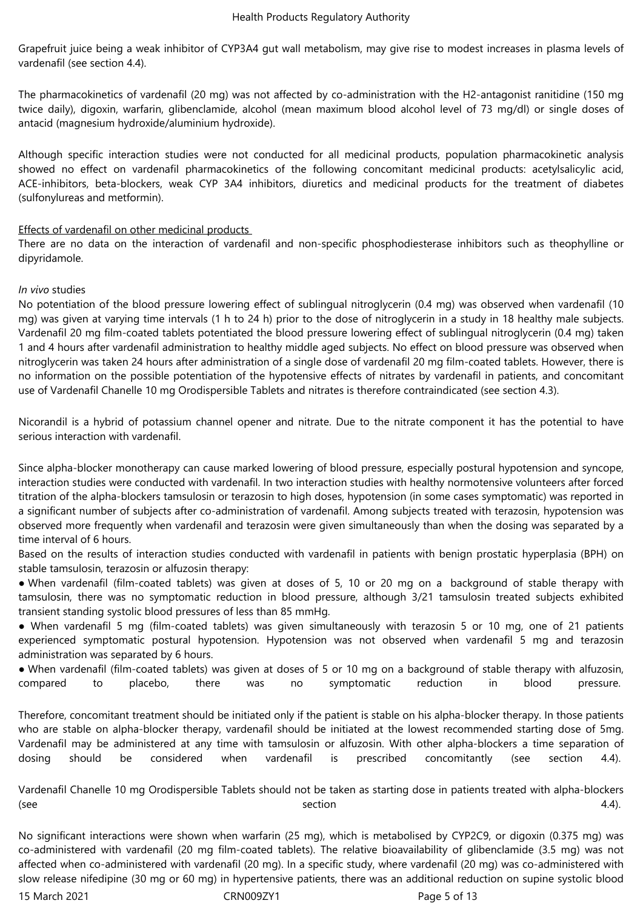Grapefruit juice being a weak inhibitor of CYP3A4 gut wall metabolism, may give rise to modest increases in plasma levels of vardenafil (see section 4.4).

The pharmacokinetics of vardenafil (20 mg) was not affected by co-administration with the H2-antagonist ranitidine (150 mg twice daily), digoxin, warfarin, glibenclamide, alcohol (mean maximum blood alcohol level of 73 mg/dl) or single doses of antacid (magnesium hydroxide/aluminium hydroxide).

Although specific interaction studies were not conducted for all medicinal products, population pharmacokinetic analysis showed no effect on vardenafil pharmacokinetics of the following concomitant medicinal products: acetylsalicylic acid, ACE-inhibitors, beta-blockers, weak CYP 3A4 inhibitors, diuretics and medicinal products for the treatment of diabetes (sulfonylureas and metformin).

Effects of vardenafil on other medicinal products

There are no data on the interaction of vardenafil and non-specific phosphodiesterase inhibitors such as theophylline or dipyridamole.

*In vivo* studies

No potentiation of the blood pressure lowering effect of sublingual nitroglycerin (0.4 mg) was observed when vardenafil (10 mg) was given at varying time intervals (1 h to 24 h) prior to the dose of nitroglycerin in a study in 18 healthy male subjects. Vardenafil 20 mg film-coated tablets potentiated the blood pressure lowering effect of sublingual nitroglycerin (0.4 mg) taken 1 and 4 hours after vardenafil administration to healthy middle aged subjects. No effect on blood pressure was observed when nitroglycerin was taken 24 hours after administration of a single dose of vardenafil 20 mg film-coated tablets. However, there is no information on the possible potentiation of the hypotensive effects of nitrates by vardenafil in patients, and concomitant use of Vardenafil Chanelle 10 mg Orodispersible Tablets and nitrates is therefore contraindicated (see section 4.3).

Nicorandil is a hybrid of potassium channel opener and nitrate. Due to the nitrate component it has the potential to have serious interaction with vardenafil.

Since alpha-blocker monotherapy can cause marked lowering of blood pressure, especially postural hypotension and syncope, interaction studies were conducted with vardenafil. In two interaction studies with healthy normotensive volunteers after forced titration of the alpha-blockers tamsulosin or terazosin to high doses, hypotension (in some cases symptomatic) was reported in a significant number of subjects after co-administration of vardenafil. Among subjects treated with terazosin, hypotension was observed more frequently when vardenafil and terazosin were given simultaneously than when the dosing was separated by a time interval of 6 hours.

Based on the results of interaction studies conducted with vardenafil in patients with benign prostatic hyperplasia (BPH) on stable tamsulosin, terazosin or alfuzosin therapy:

- When vardenafil (film-coated tablets) was given at doses of 5, 10 or 20 mg on a background of stable therapy with tamsulosin, there was no symptomatic reduction in blood pressure, although 3/21 tamsulosin treated subjects exhibited transient standing systolic blood pressures of less than 85 mmHg.
- When vardenafil 5 mg (film-coated tablets) was given simultaneously with terazosin 5 or 10 mg, one of 21 patients experienced symptomatic postural hypotension. Hypotension was not observed when vardenafil 5 mg and terazosin administration was separated by 6 hours.
- When vardenafil (film-coated tablets) was given at doses of 5 or 10 mg on a background of stable therapy with alfuzosin, compared to placebo, there was no symptomatic reduction in blood pressure.

Therefore, concomitant treatment should be initiated only if the patient is stable on his alpha-blocker therapy. In those patients who are stable on alpha-blocker therapy, vardenafil should be initiated at the lowest recommended starting dose of 5mg. Vardenafil may be administered at any time with tamsulosin or alfuzosin. With other alpha-blockers a time separation of dosing should be considered when vardenafil is prescribed concomitantly (see section 4.4).

Vardenafil Chanelle 10 mg Orodispersible Tablets should not be taken as starting dose in patients treated with alpha-blockers (see section 4.4).

No significant interactions were shown when warfarin (25 mg), which is metabolised by CYP2C9, or digoxin (0.375 mg) was co-administered with vardenafil (20 mg film-coated tablets). The relative bioavailability of glibenclamide (3.5 mg) was not affected when co-administered with vardenafil (20 mg). In a specific study, where vardenafil (20 mg) was co-administered with slow release nifedipine (30 mg or 60 mg) in hypertensive patients, there was an additional reduction on supine systolic blood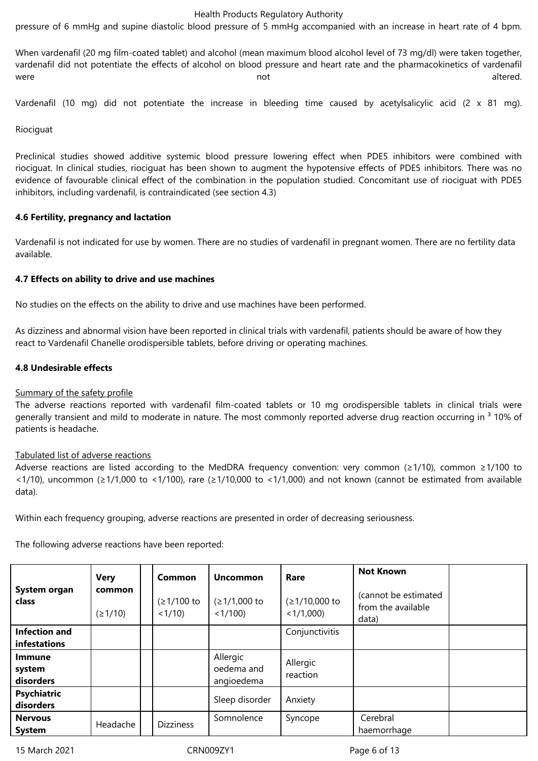pressure of 6 mmHg and supine diastolic blood pressure of 5 mmHg accompanied with an increase in heart rate of 4 bpm.

When vardenafil (20 mg film-coated tablet) and alcohol (mean maximum blood alcohol level of 73 mg/dl) were taken together, vardenafil did not potentiate the effects of alcohol on blood pressure and heart rate and the pharmacokinetics of vardenafil were not altered.

Vardenafil (10 mg) did not potentiate the increase in bleeding time caused by acetylsalicylic acid (2 x 81 mg).

Riociguat

Preclinical studies showed additive systemic blood pressure lowering effect when PDE5 inhibitors were combined with riociguat. In clinical studies, riociguat has been shown to augment the hypotensive effects of PDE5 inhibitors. There was no evidence of favourable clinical effect of the combination in the population studied. Concomitant use of riociguat with PDE5 inhibitors, including vardenafil, is contraindicated (see section 4.3)

**4.6 Fertility, pregnancy and lactation**

Vardenafil is not indicated for use by women. There are no studies of vardenafil in pregnant women. There are no fertility data available.

**4.7 Effects on ability to drive and use machines**

No studies on the effects on the ability to drive and use machines have been performed.

As dizziness and abnormal vision have been reported in clinical trials with vardenafil, patients should be aware of how they react to Vardenafil Chanelle orodispersible tablets, before driving or operating machines.

**4.8 Undesirable effects**

Summary of the safety profile
The adverse reactions reported with vardenafil film-coated tablets or 10 mg orodispersible tablets in clinical trials were generally transient and mild to moderate in nature. The most commonly reported adverse drug reaction occurring in ³ 10% of patients is headache.

Tabulated list of adverse reactions
Adverse reactions are listed according to the MedDRA frequency convention: very common (≥1/10), common ≥1/100 to <1/10), uncommon (≥1/1,000 to <1/100), rare (≥1/10,000 to <1/1,000) and not known (cannot be estimated from available data).

Within each frequency grouping, adverse reactions are presented in order of decreasing seriousness.

The following adverse reactions have been reported:

| **System organ class** | **Very common** (≥1/10) | | **Common** (≥1/100 to <1/10) | **Uncommon** (≥1/1,000 to <1/100) | **Rare** (≥1/10,000 to <1/1,000) | **Not Known** (cannot be estimated from the available data) | |
|---|---|---|---|---|---|---|---|
| **Infection and infestations** | | | | | Conjunctivitis | | |
| **Immune system disorders** | | | | Allergic oedema and angioedema | Allergic reaction | | |
| **Psychiatric disorders** | | | | Sleep disorder | Anxiety | | |
| **Nervous System** | Headache | | Dizziness | Somnolence | Syncope | Cerebral haemorrhage | |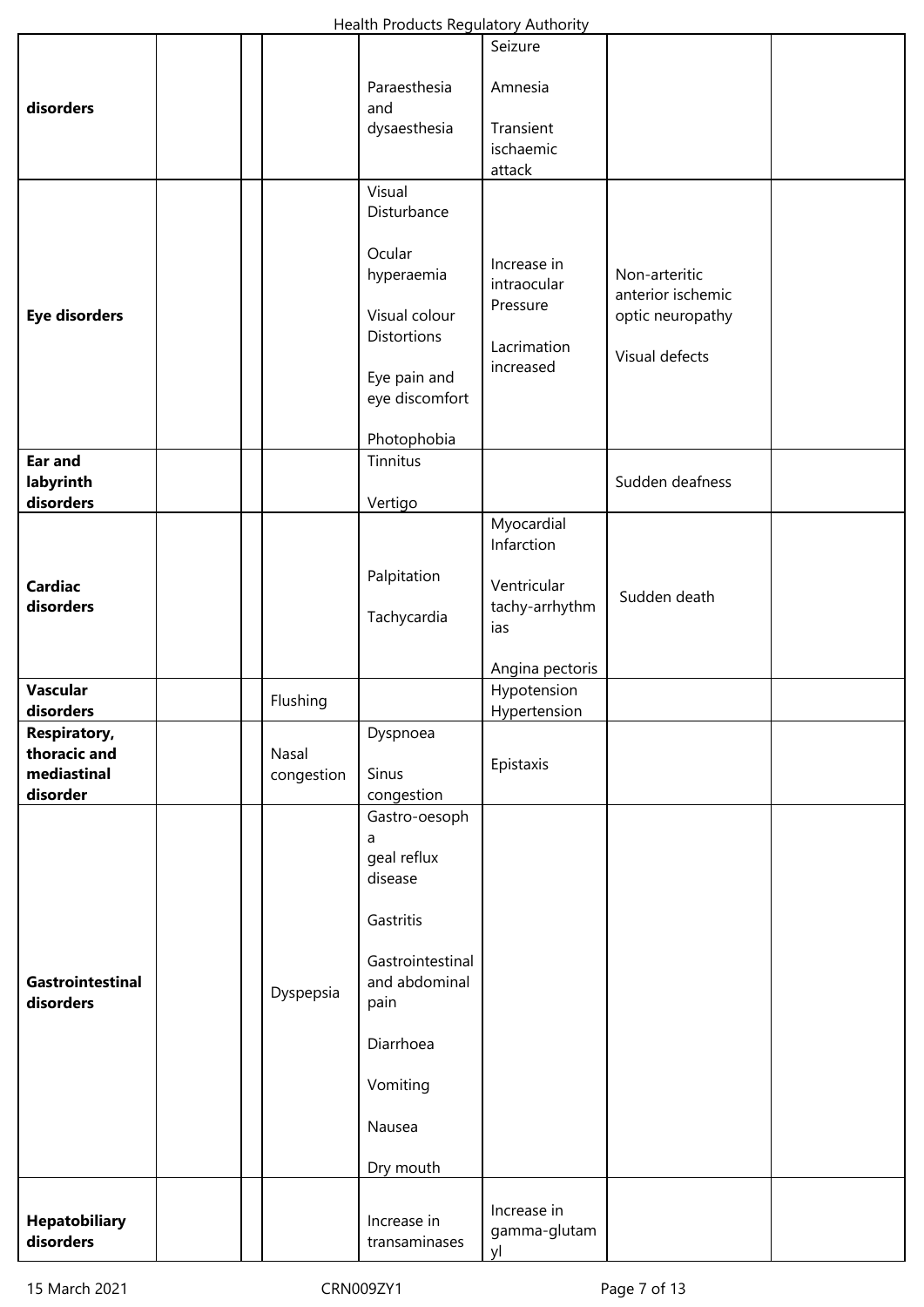| | | | | | | | |
|---|---|---|---|---|---|---|---|
| disorders | | | | Paraesthesia and dysaesthesia | Seizure<br><br>Amnesia<br><br>Transient ischaemic attack | | |
| **Eye disorders** | | | | Visual Disturbance<br><br>Ocular hyperaemia<br><br>Visual colour Distortions<br><br>Eye pain and eye discomfort<br><br>Photophobia | Increase in intraocular Pressure<br><br>Lacrimation increased | Non-arteritic anterior ischemic optic neuropathy<br><br>Visual defects | |
| **Ear and labyrinth disorders** | | | | Tinnitus<br><br>Vertigo | | Sudden deafness | |
| **Cardiac disorders** | | | | Palpitation<br><br>Tachycardia | Myocardial Infarction<br><br>Ventricular tachy-arrhythmias<br><br>Angina pectoris | Sudden death | |
| **Vascular disorders** | | | Flushing | | Hypotension<br>Hypertension | | |
| **Respiratory, thoracic and mediastinal disorder** | | | Nasal congestion | Dyspnoea<br><br>Sinus congestion | Epistaxis | | |
| **Gastrointestinal disorders** | | | Dyspepsia | Gastro-oesophageal reflux disease<br><br>Gastritis<br><br>Gastrointestinal and abdominal pain<br><br>Diarrhoea<br><br>Vomiting<br><br>Nausea<br><br>Dry mouth | | | |
| **Hepatobiliary disorders** | | | | Increase in transaminases | Increase in gamma-glutamyl | | |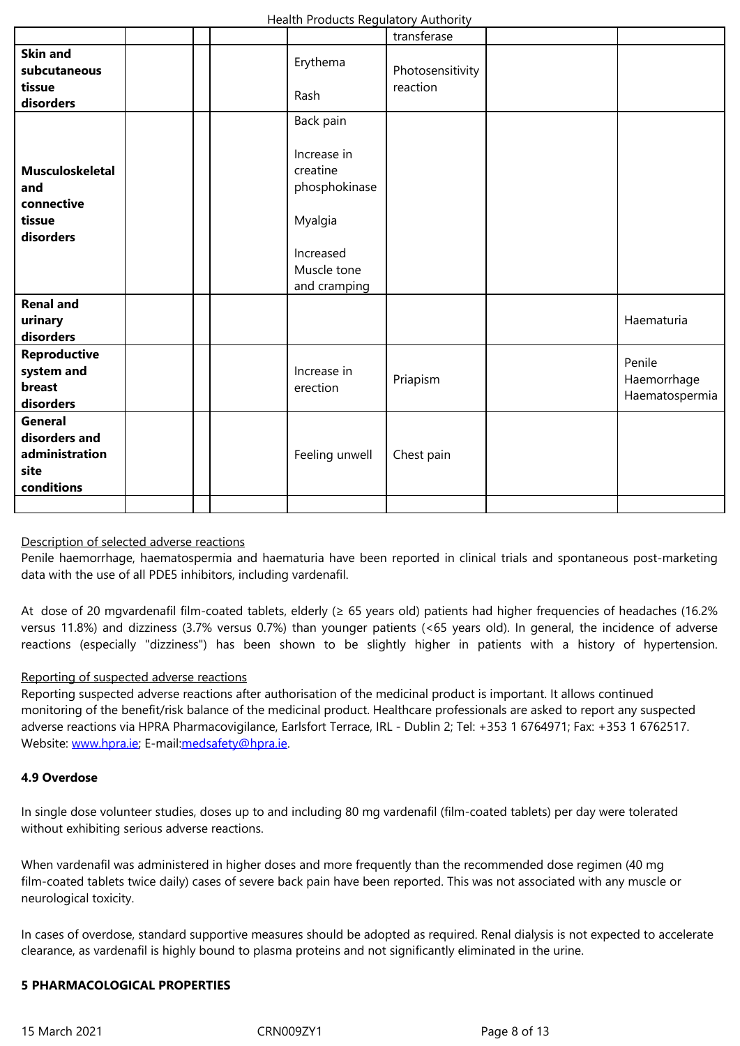| | | | | | | | |
|---|---|---|---|---|---|---|---|
| | | | | | transferase | | |
| **Skin and subcutaneous tissue disorders** | | | | Erythema<br><br>Rash | Photosensitivity reaction | | |
| **Musculoskeletal and connective tissue disorders** | | | | Back pain<br><br>Increase in creatine phosphokinase<br><br>Myalgia<br><br>Increased Muscle tone and cramping | | | |
| **Renal and urinary disorders** | | | | | | | Haematuria |
| **Reproductive system and breast disorders** | | | | Increase in erection | Priapism | | Penile Haemorrhage<br>Haematospermia |
| **General disorders and administration site conditions** | | | | Feeling unwell | Chest pain | | |
| | | | | | | | |

Description of selected adverse reactions

Penile haemorrhage, haematospermia and haematuria have been reported in clinical trials and spontaneous post-marketing data with the use of all PDE5 inhibitors, including vardenafil.

At dose of 20 mgvardenafil film-coated tablets, elderly (≥ 65 years old) patients had higher frequencies of headaches (16.2% versus 11.8%) and dizziness (3.7% versus 0.7%) than younger patients (<65 years old). In general, the incidence of adverse reactions (especially "dizziness") has been shown to be slightly higher in patients with a history of hypertension.

Reporting of suspected adverse reactions

Reporting suspected adverse reactions after authorisation of the medicinal product is important. It allows continued monitoring of the benefit/risk balance of the medicinal product. Healthcare professionals are asked to report any suspected adverse reactions via HPRA Pharmacovigilance, Earlsfort Terrace, IRL - Dublin 2; Tel: +353 1 6764971; Fax: +353 1 6762517. Website: www.hpra.ie; E-mail:medsafety@hpra.ie.

**4.9 Overdose**

In single dose volunteer studies, doses up to and including 80 mg vardenafil (film-coated tablets) per day were tolerated without exhibiting serious adverse reactions.

When vardenafil was administered in higher doses and more frequently than the recommended dose regimen (40 mg film-coated tablets twice daily) cases of severe back pain have been reported. This was not associated with any muscle or neurological toxicity.

In cases of overdose, standard supportive measures should be adopted as required. Renal dialysis is not expected to accelerate clearance, as vardenafil is highly bound to plasma proteins and not significantly eliminated in the urine.

**5 PHARMACOLOGICAL PROPERTIES**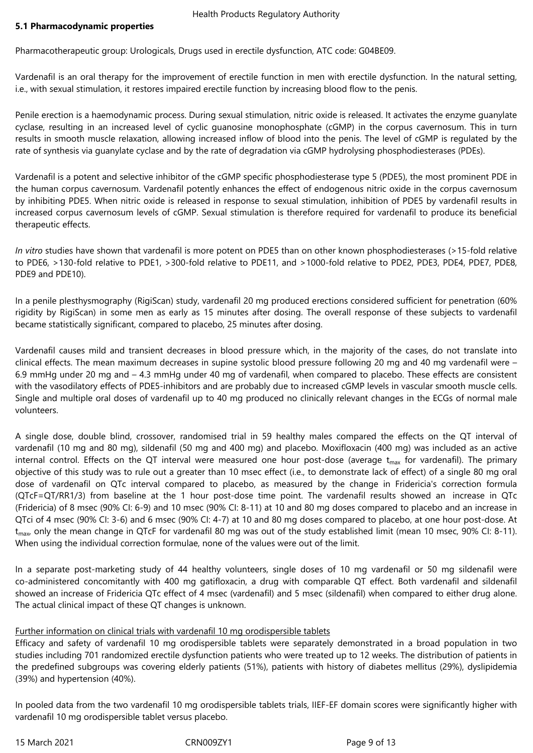### 5.1 Pharmacodynamic properties

Pharmacotherapeutic group: Urologicals, Drugs used in erectile dysfunction, ATC code: G04BE09.

Vardenafil is an oral therapy for the improvement of erectile function in men with erectile dysfunction. In the natural setting, i.e., with sexual stimulation, it restores impaired erectile function by increasing blood flow to the penis.

Penile erection is a haemodynamic process. During sexual stimulation, nitric oxide is released. It activates the enzyme guanylate cyclase, resulting in an increased level of cyclic guanosine monophosphate (cGMP) in the corpus cavernosum. This in turn results in smooth muscle relaxation, allowing increased inflow of blood into the penis. The level of cGMP is regulated by the rate of synthesis via guanylate cyclase and by the rate of degradation via cGMP hydrolysing phosphodiesterases (PDEs).

Vardenafil is a potent and selective inhibitor of the cGMP specific phosphodiesterase type 5 (PDE5), the most prominent PDE in the human corpus cavernosum. Vardenafil potently enhances the effect of endogenous nitric oxide in the corpus cavernosum by inhibiting PDE5. When nitric oxide is released in response to sexual stimulation, inhibition of PDE5 by vardenafil results in increased corpus cavernosum levels of cGMP. Sexual stimulation is therefore required for vardenafil to produce its beneficial therapeutic effects.

*In vitro* studies have shown that vardenafil is more potent on PDE5 than on other known phosphodiesterases (>15-fold relative to PDE6, >130-fold relative to PDE1, >300-fold relative to PDE11, and >1000-fold relative to PDE2, PDE3, PDE4, PDE7, PDE8, PDE9 and PDE10).

In a penile plesthysmography (RigiScan) study, vardenafil 20 mg produced erections considered sufficient for penetration (60% rigidity by RigiScan) in some men as early as 15 minutes after dosing. The overall response of these subjects to vardenafil became statistically significant, compared to placebo, 25 minutes after dosing.

Vardenafil causes mild and transient decreases in blood pressure which, in the majority of the cases, do not translate into clinical effects. The mean maximum decreases in supine systolic blood pressure following 20 mg and 40 mg vardenafil were – 6.9 mmHg under 20 mg and – 4.3 mmHg under 40 mg of vardenafil, when compared to placebo. These effects are consistent with the vasodilatory effects of PDE5-inhibitors and are probably due to increased cGMP levels in vascular smooth muscle cells. Single and multiple oral doses of vardenafil up to 40 mg produced no clinically relevant changes in the ECGs of normal male volunteers.

A single dose, double blind, crossover, randomised trial in 59 healthy males compared the effects on the QT interval of vardenafil (10 mg and 80 mg), sildenafil (50 mg and 400 mg) and placebo. Moxifloxacin (400 mg) was included as an active internal control. Effects on the QT interval were measured one hour post-dose (average $t_{max}$ for vardenafil). The primary objective of this study was to rule out a greater than 10 msec effect (i.e., to demonstrate lack of effect) of a single 80 mg oral dose of vardenafil on QTc interval compared to placebo, as measured by the change in Fridericia's correction formula (QTcF=QT/RR1/3) from baseline at the 1 hour post-dose time point. The vardenafil results showed an increase in QTc (Fridericia) of 8 msec (90% CI: 6-9) and 10 msec (90% CI: 8-11) at 10 and 80 mg doses compared to placebo and an increase in QTci of 4 msec (90% CI: 3-6) and 6 msec (90% CI: 4-7) at 10 and 80 mg doses compared to placebo, at one hour post-dose. At $t_{max}$, only the mean change in QTcF for vardenafil 80 mg was out of the study established limit (mean 10 msec, 90% CI: 8-11). When using the individual correction formulae, none of the values were out of the limit.

In a separate post-marketing study of 44 healthy volunteers, single doses of 10 mg vardenafil or 50 mg sildenafil were co-administered concomitantly with 400 mg gatifloxacin, a drug with comparable QT effect. Both vardenafil and sildenafil showed an increase of Fridericia QTc effect of 4 msec (vardenafil) and 5 msec (sildenafil) when compared to either drug alone. The actual clinical impact of these QT changes is unknown.

Further information on clinical trials with vardenafil 10 mg orodispersible tablets

Efficacy and safety of vardenafil 10 mg orodispersible tablets were separately demonstrated in a broad population in two studies including 701 randomized erectile dysfunction patients who were treated up to 12 weeks. The distribution of patients in the predefined subgroups was covering elderly patients (51%), patients with history of diabetes mellitus (29%), dyslipidemia (39%) and hypertension (40%).

In pooled data from the two vardenafil 10 mg orodispersible tablets trials, IIEF-EF domain scores were significantly higher with vardenafil 10 mg orodispersible tablet versus placebo.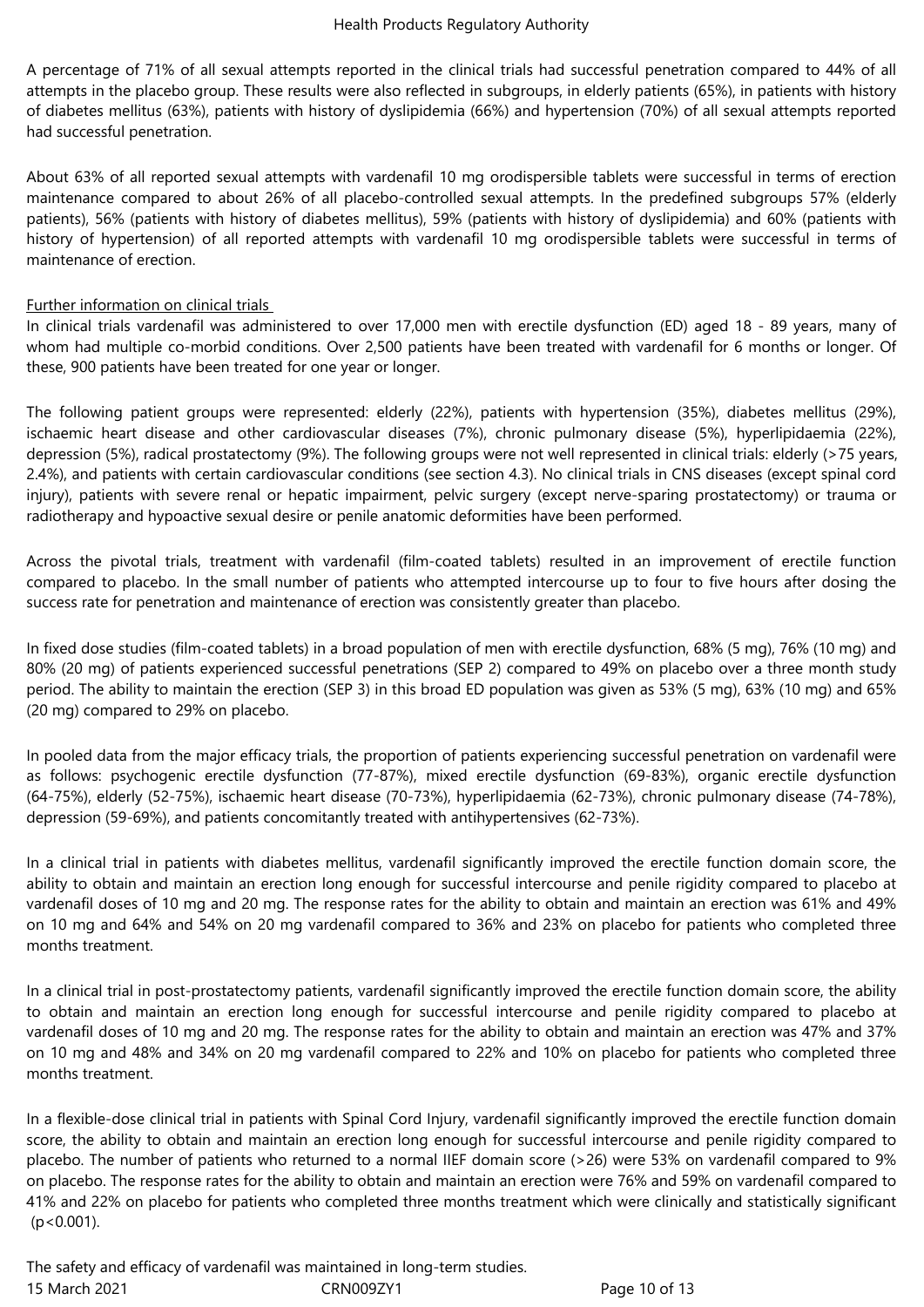A percentage of 71% of all sexual attempts reported in the clinical trials had successful penetration compared to 44% of all attempts in the placebo group. These results were also reflected in subgroups, in elderly patients (65%), in patients with history of diabetes mellitus (63%), patients with history of dyslipidemia (66%) and hypertension (70%) of all sexual attempts reported had successful penetration.

About 63% of all reported sexual attempts with vardenafil 10 mg orodispersible tablets were successful in terms of erection maintenance compared to about 26% of all placebo-controlled sexual attempts. In the predefined subgroups 57% (elderly patients), 56% (patients with history of diabetes mellitus), 59% (patients with history of dyslipidemia) and 60% (patients with history of hypertension) of all reported attempts with vardenafil 10 mg orodispersible tablets were successful in terms of maintenance of erection.

Further information on clinical trials

In clinical trials vardenafil was administered to over 17,000 men with erectile dysfunction (ED) aged 18 - 89 years, many of whom had multiple co-morbid conditions. Over 2,500 patients have been treated with vardenafil for 6 months or longer. Of these, 900 patients have been treated for one year or longer.

The following patient groups were represented: elderly (22%), patients with hypertension (35%), diabetes mellitus (29%), ischaemic heart disease and other cardiovascular diseases (7%), chronic pulmonary disease (5%), hyperlipidaemia (22%), depression (5%), radical prostatectomy (9%). The following groups were not well represented in clinical trials: elderly (>75 years, 2.4%), and patients with certain cardiovascular conditions (see section 4.3). No clinical trials in CNS diseases (except spinal cord injury), patients with severe renal or hepatic impairment, pelvic surgery (except nerve-sparing prostatectomy) or trauma or radiotherapy and hypoactive sexual desire or penile anatomic deformities have been performed.

Across the pivotal trials, treatment with vardenafil (film-coated tablets) resulted in an improvement of erectile function compared to placebo. In the small number of patients who attempted intercourse up to four to five hours after dosing the success rate for penetration and maintenance of erection was consistently greater than placebo.

In fixed dose studies (film-coated tablets) in a broad population of men with erectile dysfunction, 68% (5 mg), 76% (10 mg) and 80% (20 mg) of patients experienced successful penetrations (SEP 2) compared to 49% on placebo over a three month study period. The ability to maintain the erection (SEP 3) in this broad ED population was given as 53% (5 mg), 63% (10 mg) and 65% (20 mg) compared to 29% on placebo.

In pooled data from the major efficacy trials, the proportion of patients experiencing successful penetration on vardenafil were as follows: psychogenic erectile dysfunction (77-87%), mixed erectile dysfunction (69-83%), organic erectile dysfunction (64-75%), elderly (52-75%), ischaemic heart disease (70-73%), hyperlipidaemia (62-73%), chronic pulmonary disease (74-78%), depression (59-69%), and patients concomitantly treated with antihypertensives (62-73%).

In a clinical trial in patients with diabetes mellitus, vardenafil significantly improved the erectile function domain score, the ability to obtain and maintain an erection long enough for successful intercourse and penile rigidity compared to placebo at vardenafil doses of 10 mg and 20 mg. The response rates for the ability to obtain and maintain an erection was 61% and 49% on 10 mg and 64% and 54% on 20 mg vardenafil compared to 36% and 23% on placebo for patients who completed three months treatment.

In a clinical trial in post-prostatectomy patients, vardenafil significantly improved the erectile function domain score, the ability to obtain and maintain an erection long enough for successful intercourse and penile rigidity compared to placebo at vardenafil doses of 10 mg and 20 mg. The response rates for the ability to obtain and maintain an erection was 47% and 37% on 10 mg and 48% and 34% on 20 mg vardenafil compared to 22% and 10% on placebo for patients who completed three months treatment.

In a flexible-dose clinical trial in patients with Spinal Cord Injury, vardenafil significantly improved the erectile function domain score, the ability to obtain and maintain an erection long enough for successful intercourse and penile rigidity compared to placebo. The number of patients who returned to a normal IIEF domain score (>26) were 53% on vardenafil compared to 9% on placebo. The response rates for the ability to obtain and maintain an erection were 76% and 59% on vardenafil compared to 41% and 22% on placebo for patients who completed three months treatment which were clinically and statistically significant ($p<0.001$).

The safety and efficacy of vardenafil was maintained in long-term studies.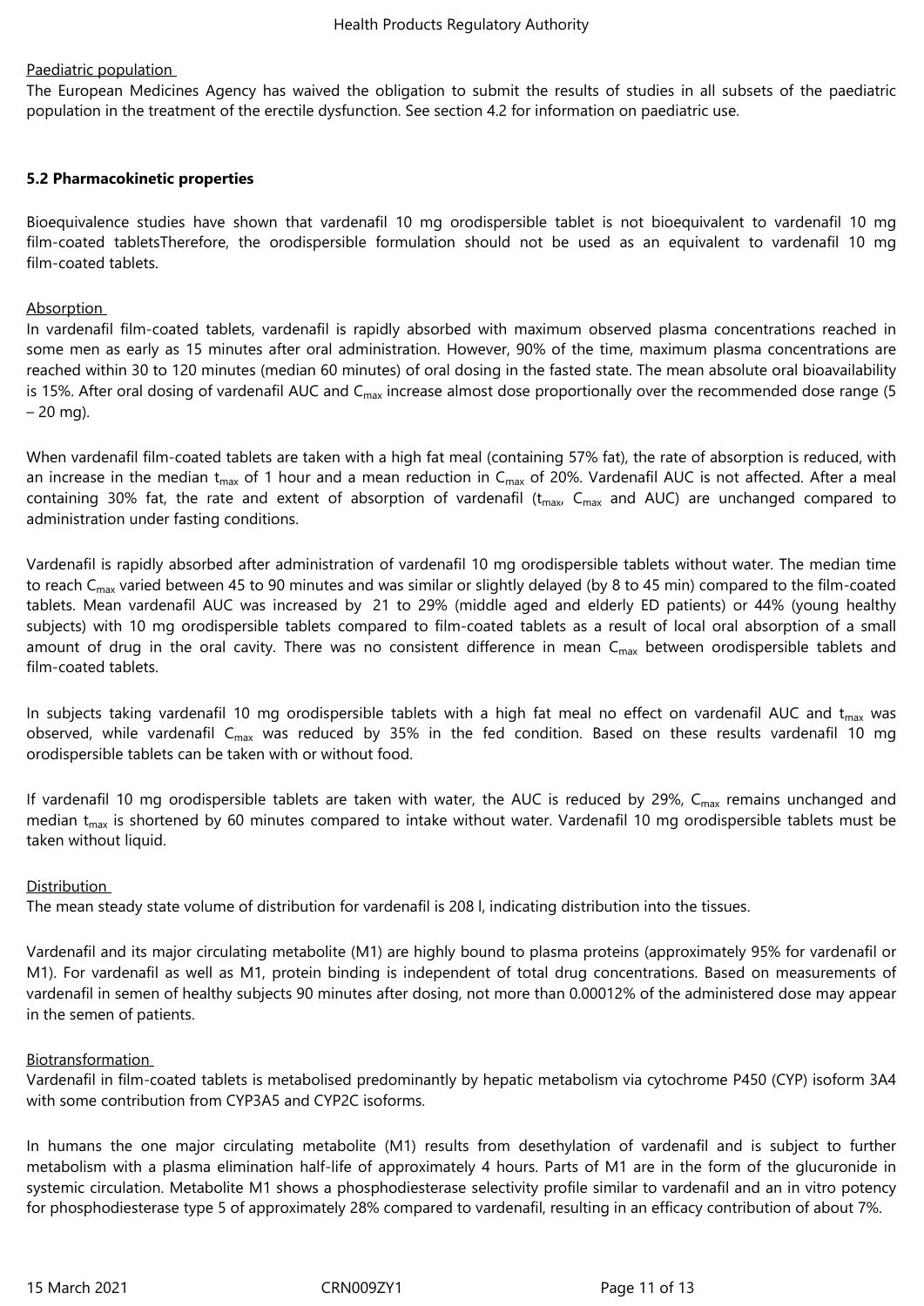Paediatric population

The European Medicines Agency has waived the obligation to submit the results of studies in all subsets of the paediatric population in the treatment of the erectile dysfunction. See section 4.2 for information on paediatric use.

**5.2 Pharmacokinetic properties**

Bioequivalence studies have shown that vardenafil 10 mg orodispersible tablet is not bioequivalent to vardenafil 10 mg film-coated tabletsTherefore, the orodispersible formulation should not be used as an equivalent to vardenafil 10 mg film-coated tablets.

Absorption

In vardenafil film-coated tablets, vardenafil is rapidly absorbed with maximum observed plasma concentrations reached in some men as early as 15 minutes after oral administration. However, 90% of the time, maximum plasma concentrations are reached within 30 to 120 minutes (median 60 minutes) of oral dosing in the fasted state. The mean absolute oral bioavailability is 15%. After oral dosing of vardenafil AUC and $C_{max}$ increase almost dose proportionally over the recommended dose range (5 – 20 mg).

When vardenafil film-coated tablets are taken with a high fat meal (containing 57% fat), the rate of absorption is reduced, with an increase in the median $t_{max}$ of 1 hour and a mean reduction in $C_{max}$ of 20%. Vardenafil AUC is not affected. After a meal containing 30% fat, the rate and extent of absorption of vardenafil ($t_{max}$, $C_{max}$ and AUC) are unchanged compared to administration under fasting conditions.

Vardenafil is rapidly absorbed after administration of vardenafil 10 mg orodispersible tablets without water. The median time to reach $C_{max}$ varied between 45 to 90 minutes and was similar or slightly delayed (by 8 to 45 min) compared to the film-coated tablets. Mean vardenafil AUC was increased by 21 to 29% (middle aged and elderly ED patients) or 44% (young healthy subjects) with 10 mg orodispersible tablets compared to film-coated tablets as a result of local oral absorption of a small amount of drug in the oral cavity. There was no consistent difference in mean $C_{max}$ between orodispersible tablets and film-coated tablets.

In subjects taking vardenafil 10 mg orodispersible tablets with a high fat meal no effect on vardenafil AUC and $t_{max}$ was observed, while vardenafil $C_{max}$ was reduced by 35% in the fed condition. Based on these results vardenafil 10 mg orodispersible tablets can be taken with or without food.

If vardenafil 10 mg orodispersible tablets are taken with water, the AUC is reduced by 29%, $C_{max}$ remains unchanged and median $t_{max}$ is shortened by 60 minutes compared to intake without water. Vardenafil 10 mg orodispersible tablets must be taken without liquid.

Distribution

The mean steady state volume of distribution for vardenafil is 208 l, indicating distribution into the tissues.

Vardenafil and its major circulating metabolite (M1) are highly bound to plasma proteins (approximately 95% for vardenafil or M1). For vardenafil as well as M1, protein binding is independent of total drug concentrations. Based on measurements of vardenafil in semen of healthy subjects 90 minutes after dosing, not more than 0.00012% of the administered dose may appear in the semen of patients.

Biotransformation

Vardenafil in film-coated tablets is metabolised predominantly by hepatic metabolism via cytochrome P450 (CYP) isoform 3A4 with some contribution from CYP3A5 and CYP2C isoforms.

In humans the one major circulating metabolite (M1) results from desethylation of vardenafil and is subject to further metabolism with a plasma elimination half-life of approximately 4 hours. Parts of M1 are in the form of the glucuronide in systemic circulation. Metabolite M1 shows a phosphodiesterase selectivity profile similar to vardenafil and an in vitro potency for phosphodiesterase type 5 of approximately 28% compared to vardenafil, resulting in an efficacy contribution of about 7%.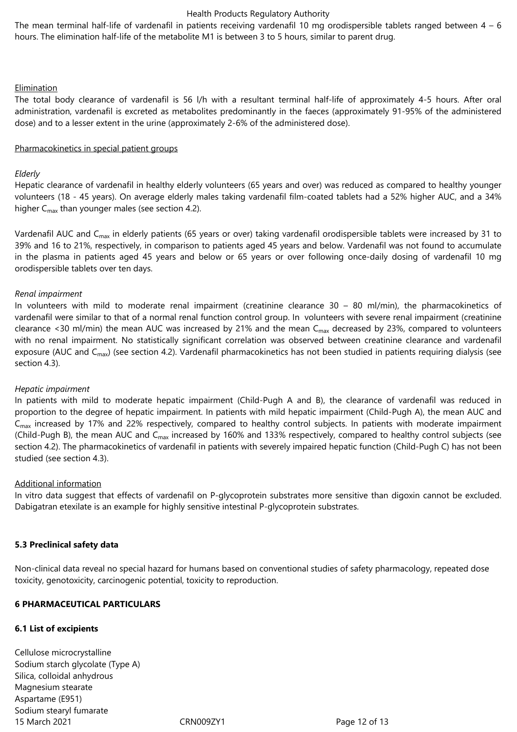The mean terminal half-life of vardenafil in patients receiving vardenafil 10 mg orodispersible tablets ranged between 4 – 6 hours. The elimination half-life of the metabolite M1 is between 3 to 5 hours, similar to parent drug.

Elimination

The total body clearance of vardenafil is 56 l/h with a resultant terminal half-life of approximately 4-5 hours. After oral administration, vardenafil is excreted as metabolites predominantly in the faeces (approximately 91-95% of the administered dose) and to a lesser extent in the urine (approximately 2-6% of the administered dose).

Pharmacokinetics in special patient groups

*Elderly*

Hepatic clearance of vardenafil in healthy elderly volunteers (65 years and over) was reduced as compared to healthy younger volunteers (18 - 45 years). On average elderly males taking vardenafil film-coated tablets had a 52% higher AUC, and a 34% higher $C_{max}$ than younger males (see section 4.2).

Vardenafil AUC and $C_{max}$ in elderly patients (65 years or over) taking vardenafil orodispersible tablets were increased by 31 to 39% and 16 to 21%, respectively, in comparison to patients aged 45 years and below. Vardenafil was not found to accumulate in the plasma in patients aged 45 years and below or 65 years or over following once-daily dosing of vardenafil 10 mg orodispersible tablets over ten days.

*Renal impairment*

In volunteers with mild to moderate renal impairment (creatinine clearance 30 – 80 ml/min), the pharmacokinetics of vardenafil were similar to that of a normal renal function control group. In volunteers with severe renal impairment (creatinine clearance <30 ml/min) the mean AUC was increased by 21% and the mean $C_{max}$ decreased by 23%, compared to volunteers with no renal impairment. No statistically significant correlation was observed between creatinine clearance and vardenafil exposure (AUC and $C_{max}$) (see section 4.2). Vardenafil pharmacokinetics has not been studied in patients requiring dialysis (see section 4.3).

*Hepatic impairment*

In patients with mild to moderate hepatic impairment (Child-Pugh A and B), the clearance of vardenafil was reduced in proportion to the degree of hepatic impairment. In patients with mild hepatic impairment (Child-Pugh A), the mean AUC and $C_{max}$ increased by 17% and 22% respectively, compared to healthy control subjects. In patients with moderate impairment (Child-Pugh B), the mean AUC and $C_{max}$ increased by 160% and 133% respectively, compared to healthy control subjects (see section 4.2). The pharmacokinetics of vardenafil in patients with severely impaired hepatic function (Child-Pugh C) has not been studied (see section 4.3).

Additional information

In vitro data suggest that effects of vardenafil on P-glycoprotein substrates more sensitive than digoxin cannot be excluded. Dabigatran etexilate is an example for highly sensitive intestinal P-glycoprotein substrates.

**5.3 Preclinical safety data**

Non-clinical data reveal no special hazard for humans based on conventional studies of safety pharmacology, repeated dose toxicity, genotoxicity, carcinogenic potential, toxicity to reproduction.

**6 PHARMACEUTICAL PARTICULARS**

**6.1 List of excipients**

Cellulose microcrystalline
Sodium starch glycolate (Type A)
Silica, colloidal anhydrous
Magnesium stearate
Aspartame (E951)
Sodium stearyl fumarate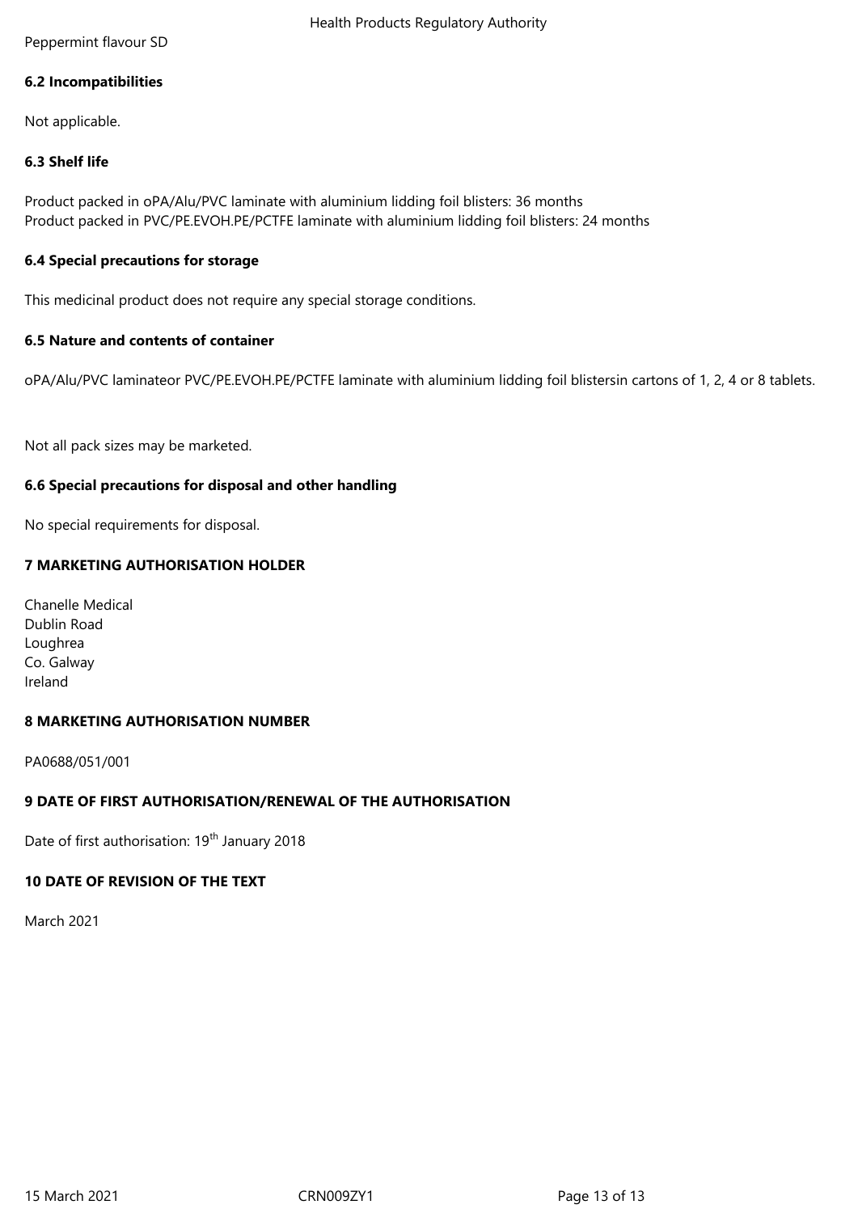Peppermint flavour SD

**6.2 Incompatibilities**

Not applicable.

**6.3 Shelf life**

Product packed in oPA/Alu/PVC laminate with aluminium lidding foil blisters: 36 months
Product packed in PVC/PE.EVOH.PE/PCTFE laminate with aluminium lidding foil blisters: 24 months

**6.4 Special precautions for storage**

This medicinal product does not require any special storage conditions.

**6.5 Nature and contents of container**

oPA/Alu/PVC laminateor PVC/PE.EVOH.PE/PCTFE laminate with aluminium lidding foil blistersin cartons of 1, 2, 4 or 8 tablets.

Not all pack sizes may be marketed.

**6.6 Special precautions for disposal and other handling**

No special requirements for disposal.

**7 MARKETING AUTHORISATION HOLDER**

Chanelle Medical
Dublin Road
Loughrea
Co. Galway
Ireland

**8 MARKETING AUTHORISATION NUMBER**

PA0688/051/001

**9 DATE OF FIRST AUTHORISATION/RENEWAL OF THE AUTHORISATION**

Date of first authorisation: 19th January 2018

**10 DATE OF REVISION OF THE TEXT**

March 2021